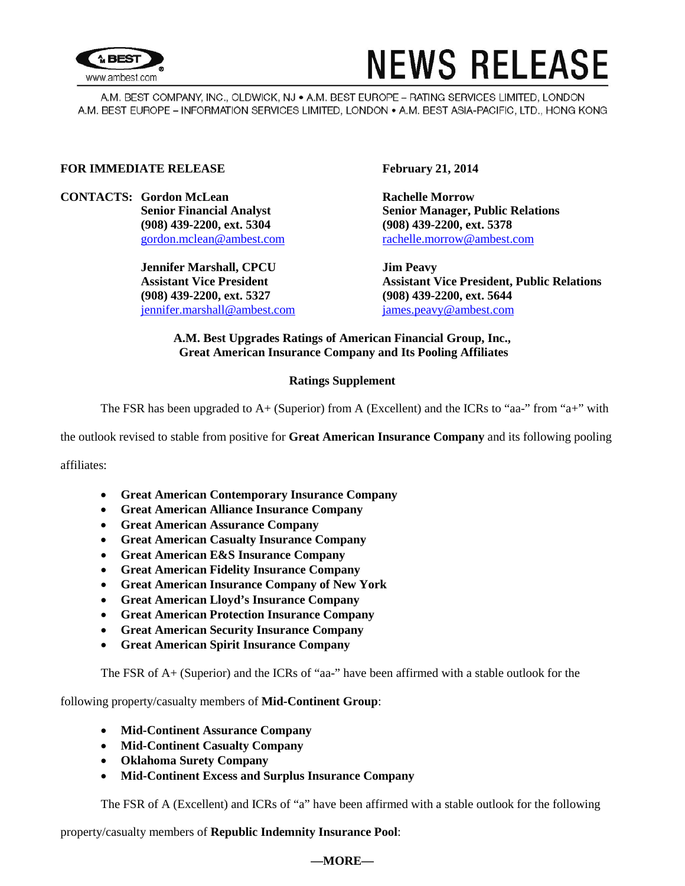# NEWS RELEASE

A.M. BEST COMPANY, INC., OLDWICK, NJ • A.M. BEST EUROPE – RATING SERVICES LIMITED, LONDON
A.M. BEST EUROPE – INFORMATION SERVICES LIMITED, LONDON • A.M. BEST ASIA-PACIFIC, LTD., HONG KONG

**FOR IMMEDIATE RELEASE** **February 21, 2014**

**CONTACTS:**

**Gordon McLean**
**Senior Financial Analyst**
**(908) 439-2200, ext. 5304**
gordon.mclean@ambest.com

**Rachelle Morrow**
**Senior Manager, Public Relations**
**(908) 439-2200, ext. 5378**
rachelle.morrow@ambest.com

**Jennifer Marshall, CPCU**
**Assistant Vice President**
**(908) 439-2200, ext. 5327**
jennifer.marshall@ambest.com

**Jim Peavy**
**Assistant Vice President, Public Relations**
**(908) 439-2200, ext. 5644**
james.peavy@ambest.com

## A.M. Best Upgrades Ratings of American Financial Group, Inc., Great American Insurance Company and Its Pooling Affiliates

### Ratings Supplement

The FSR has been upgraded to A+ (Superior) from A (Excellent) and the ICRs to "aa-" from "a+" with the outlook revised to stable from positive for **Great American Insurance Company** and its following pooling affiliates:

- **Great American Contemporary Insurance Company**
- **Great American Alliance Insurance Company**
- **Great American Assurance Company**
- **Great American Casualty Insurance Company**
- **Great American E&S Insurance Company**
- **Great American Fidelity Insurance Company**
- **Great American Insurance Company of New York**
- **Great American Lloyd's Insurance Company**
- **Great American Protection Insurance Company**
- **Great American Security Insurance Company**
- **Great American Spirit Insurance Company**

The FSR of A+ (Superior) and the ICRs of "aa-" have been affirmed with a stable outlook for the following property/casualty members of **Mid-Continent Group**:

- **Mid-Continent Assurance Company**
- **Mid-Continent Casualty Company**
- **Oklahoma Surety Company**
- **Mid-Continent Excess and Surplus Insurance Company**

The FSR of A (Excellent) and ICRs of "a" have been affirmed with a stable outlook for the following property/casualty members of **Republic Indemnity Insurance Pool**:

**—MORE—**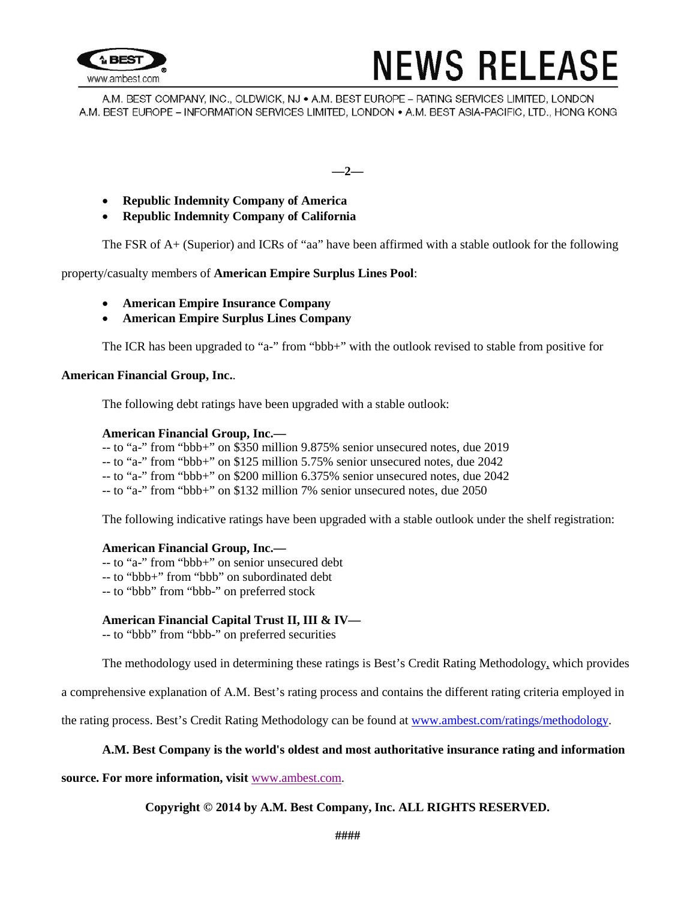- **Republic Indemnity Company of America**
- **Republic Indemnity Company of California**

The FSR of A+ (Superior) and ICRs of "aa" have been affirmed with a stable outlook for the following property/casualty members of **American Empire Surplus Lines Pool**:

- **American Empire Insurance Company**
- **American Empire Surplus Lines Company**

The ICR has been upgraded to "a-" from "bbb+" with the outlook revised to stable from positive for **American Financial Group, Inc.**.

The following debt ratings have been upgraded with a stable outlook:

**American Financial Group, Inc.—**
-- to "a-" from "bbb+" on $350 million 9.875% senior unsecured notes, due 2019
-- to "a-" from "bbb+" on $125 million 5.75% senior unsecured notes, due 2042
-- to "a-" from "bbb+" on $200 million 6.375% senior unsecured notes, due 2042
-- to "a-" from "bbb+" on $132 million 7% senior unsecured notes, due 2050

The following indicative ratings have been upgraded with a stable outlook under the shelf registration:

**American Financial Group, Inc.—**
-- to "a-" from "bbb+" on senior unsecured debt
-- to "bbb+" from "bbb" on subordinated debt
-- to "bbb" from "bbb-" on preferred stock

**American Financial Capital Trust II, III & IV—**
-- to "bbb" from "bbb-" on preferred securities

The methodology used in determining these ratings is Best's Credit Rating Methodology, which provides a comprehensive explanation of A.M. Best's rating process and contains the different rating criteria employed in the rating process. Best's Credit Rating Methodology can be found at www.ambest.com/ratings/methodology.

**A.M. Best Company is the world's oldest and most authoritative insurance rating and information source. For more information, visit** www.ambest.com.

**Copyright © 2014 by A.M. Best Company, Inc. ALL RIGHTS RESERVED.**

####